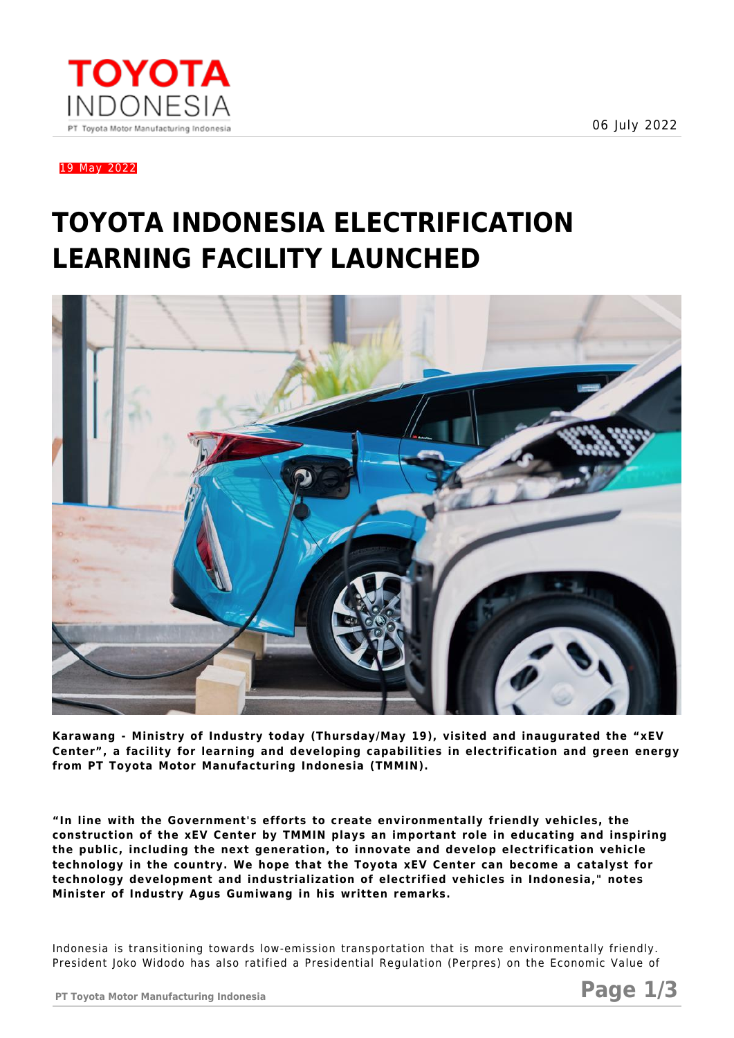06 July 2022

19 May 2022

# TOYOTA INDONESIA ELECTRIFICATION LEARNING FACILITY LAUNCHED

**Karawang - Ministry of Industry today (Thursday/May 19), visited and inaugurated the "xEV Center", a facility for learning and developing capabilities in electrification and green energy from PT Toyota Motor Manufacturing Indonesia (TMMIN).**

**"In line with the Government's efforts to create environmentally friendly vehicles, the construction of the xEV Center by TMMIN plays an important role in educating and inspiring the public, including the next generation, to innovate and develop electrification vehicle technology in the country. We hope that the Toyota xEV Center can become a catalyst for technology development and industrialization of electrified vehicles in Indonesia," notes Minister of Industry Agus Gumiwang in his written remarks.**

Indonesia is transitioning towards low-emission transportation that is more environmentally friendly. President Joko Widodo has also ratified a Presidential Regulation (Perpres) on the Economic Value of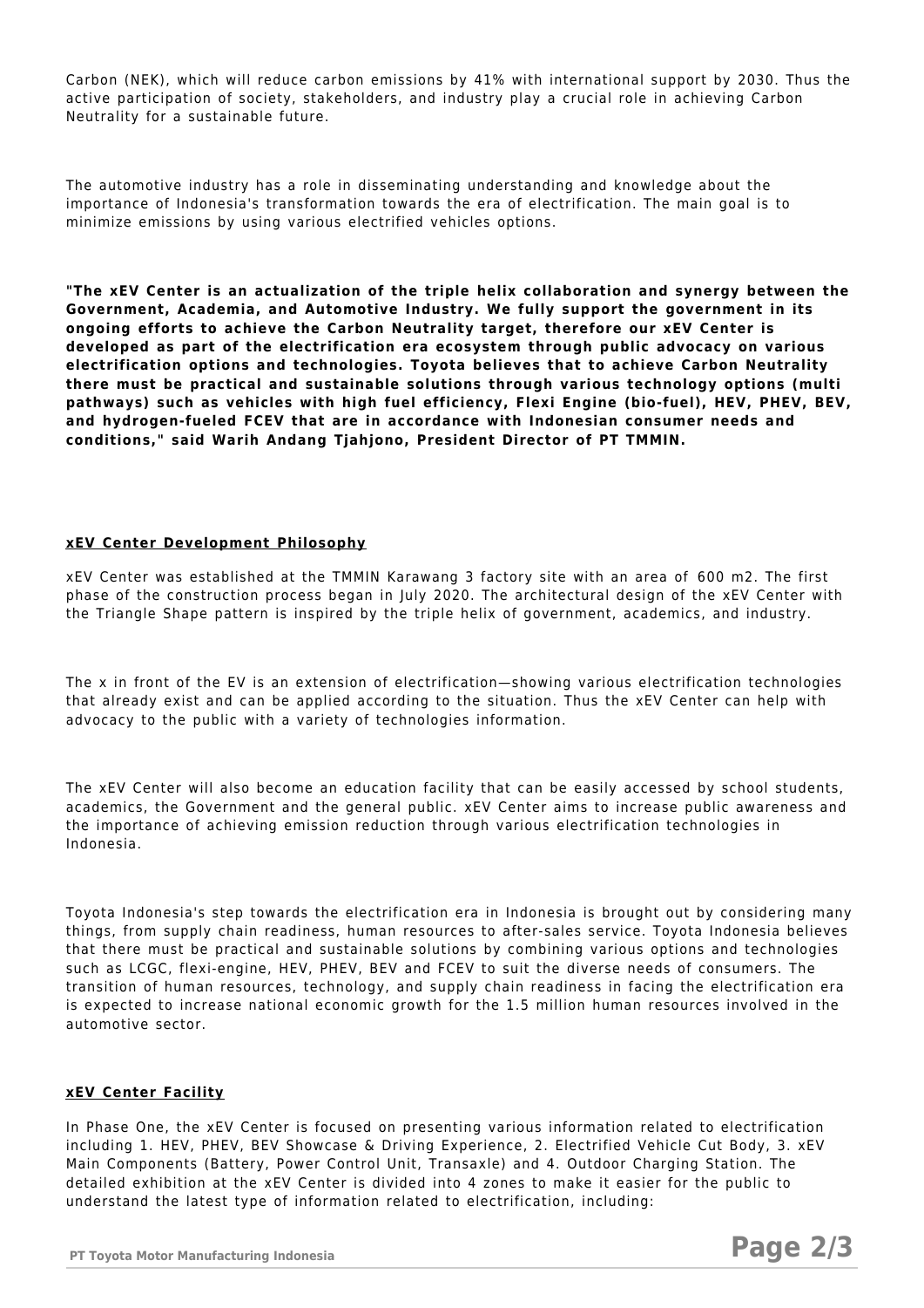Carbon (NEK), which will reduce carbon emissions by 41% with international support by 2030. Thus the active participation of society, stakeholders, and industry play a crucial role in achieving Carbon Neutrality for a sustainable future.

The automotive industry has a role in disseminating understanding and knowledge about the importance of Indonesia's transformation towards the era of electrification. The main goal is to minimize emissions by using various electrified vehicles options.

**"The xEV Center is an actualization of the triple helix collaboration and synergy between the Government, Academia, and Automotive Industry. We fully support the government in its ongoing efforts to achieve the Carbon Neutrality target, therefore our xEV Center is developed as part of the electrification era ecosystem through public advocacy on various electrification options and technologies. Toyota believes that to achieve Carbon Neutrality there must be practical and sustainable solutions through various technology options (multi pathways) such as vehicles with high fuel efficiency, Flexi Engine (bio-fuel), HEV, PHEV, BEV, and hydrogen-fueled FCEV that are in accordance with Indonesian consumer needs and conditions," said Warih Andang Tjahjono, President Director of PT TMMIN.**

## xEV Center Development Philosophy

xEV Center was established at the TMMIN Karawang 3 factory site with an area of 600 m2. The first phase of the construction process began in July 2020. The architectural design of the xEV Center with the Triangle Shape pattern is inspired by the triple helix of government, academics, and industry.

The x in front of the EV is an extension of electrification—showing various electrification technologies that already exist and can be applied according to the situation. Thus the xEV Center can help with advocacy to the public with a variety of technologies information.

The xEV Center will also become an education facility that can be easily accessed by school students, academics, the Government and the general public. xEV Center aims to increase public awareness and the importance of achieving emission reduction through various electrification technologies in Indonesia.

Toyota Indonesia's step towards the electrification era in Indonesia is brought out by considering many things, from supply chain readiness, human resources to after-sales service. Toyota Indonesia believes that there must be practical and sustainable solutions by combining various options and technologies such as LCGC, flexi-engine, HEV, PHEV, BEV and FCEV to suit the diverse needs of consumers. The transition of human resources, technology, and supply chain readiness in facing the electrification era is expected to increase national economic growth for the 1.5 million human resources involved in the automotive sector.

## xEV Center Facility

In Phase One, the xEV Center is focused on presenting various information related to electrification including 1. HEV, PHEV, BEV Showcase & Driving Experience, 2. Electrified Vehicle Cut Body, 3. xEV Main Components (Battery, Power Control Unit, Transaxle) and 4. Outdoor Charging Station. The detailed exhibition at the xEV Center is divided into 4 zones to make it easier for the public to understand the latest type of information related to electrification, including: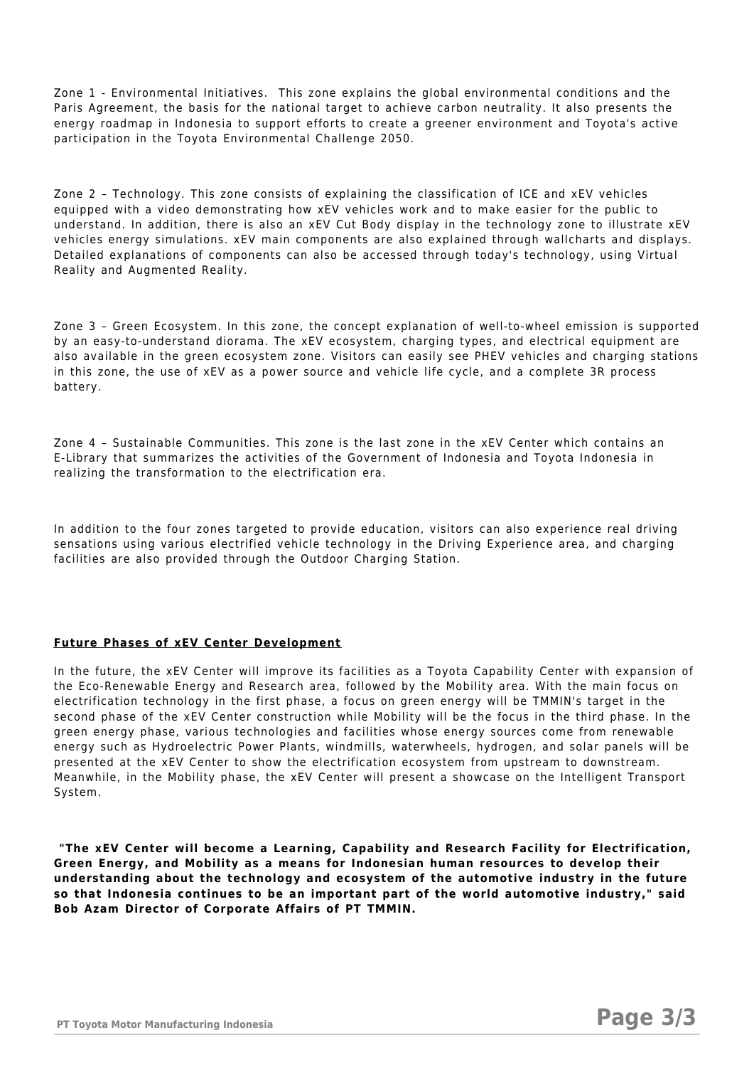Zone 1 - Environmental Initiatives.  This zone explains the global environmental conditions and the Paris Agreement, the basis for the national target to achieve carbon neutrality. It also presents the energy roadmap in Indonesia to support efforts to create a greener environment and Toyota's active participation in the Toyota Environmental Challenge 2050.

Zone 2 – Technology. This zone consists of explaining the classification of ICE and xEV vehicles equipped with a video demonstrating how xEV vehicles work and to make easier for the public to understand. In addition, there is also an xEV Cut Body display in the technology zone to illustrate xEV vehicles energy simulations. xEV main components are also explained through wallcharts and displays. Detailed explanations of components can also be accessed through today's technology, using Virtual Reality and Augmented Reality.

Zone 3 – Green Ecosystem. In this zone, the concept explanation of well-to-wheel emission is supported by an easy-to-understand diorama. The xEV ecosystem, charging types, and electrical equipment are also available in the green ecosystem zone. Visitors can easily see PHEV vehicles and charging stations in this zone, the use of xEV as a power source and vehicle life cycle, and a complete 3R process battery.

Zone 4 – Sustainable Communities. This zone is the last zone in the xEV Center which contains an E-Library that summarizes the activities of the Government of Indonesia and Toyota Indonesia in realizing the transformation to the electrification era.

In addition to the four zones targeted to provide education, visitors can also experience real driving sensations using various electrified vehicle technology in the Driving Experience area, and charging facilities are also provided through the Outdoor Charging Station.

## Future Phases of xEV Center Development

In the future, the xEV Center will improve its facilities as a Toyota Capability Center with expansion of the Eco-Renewable Energy and Research area, followed by the Mobility area. With the main focus on electrification technology in the first phase, a focus on green energy will be TMMIN's target in the second phase of the xEV Center construction while Mobility will be the focus in the third phase. In the green energy phase, various technologies and facilities whose energy sources come from renewable energy such as Hydroelectric Power Plants, windmills, waterwheels, hydrogen, and solar panels will be presented at the xEV Center to show the electrification ecosystem from upstream to downstream. Meanwhile, in the Mobility phase, the xEV Center will present a showcase on the Intelligent Transport System.

**"The xEV Center will become a Learning, Capability and Research Facility for Electrification, Green Energy, and Mobility as a means for Indonesian human resources to develop their understanding about the technology and ecosystem of the automotive industry in the future so that Indonesia continues to be an important part of the world automotive industry," said Bob Azam Director of Corporate Affairs of PT TMMIN.**